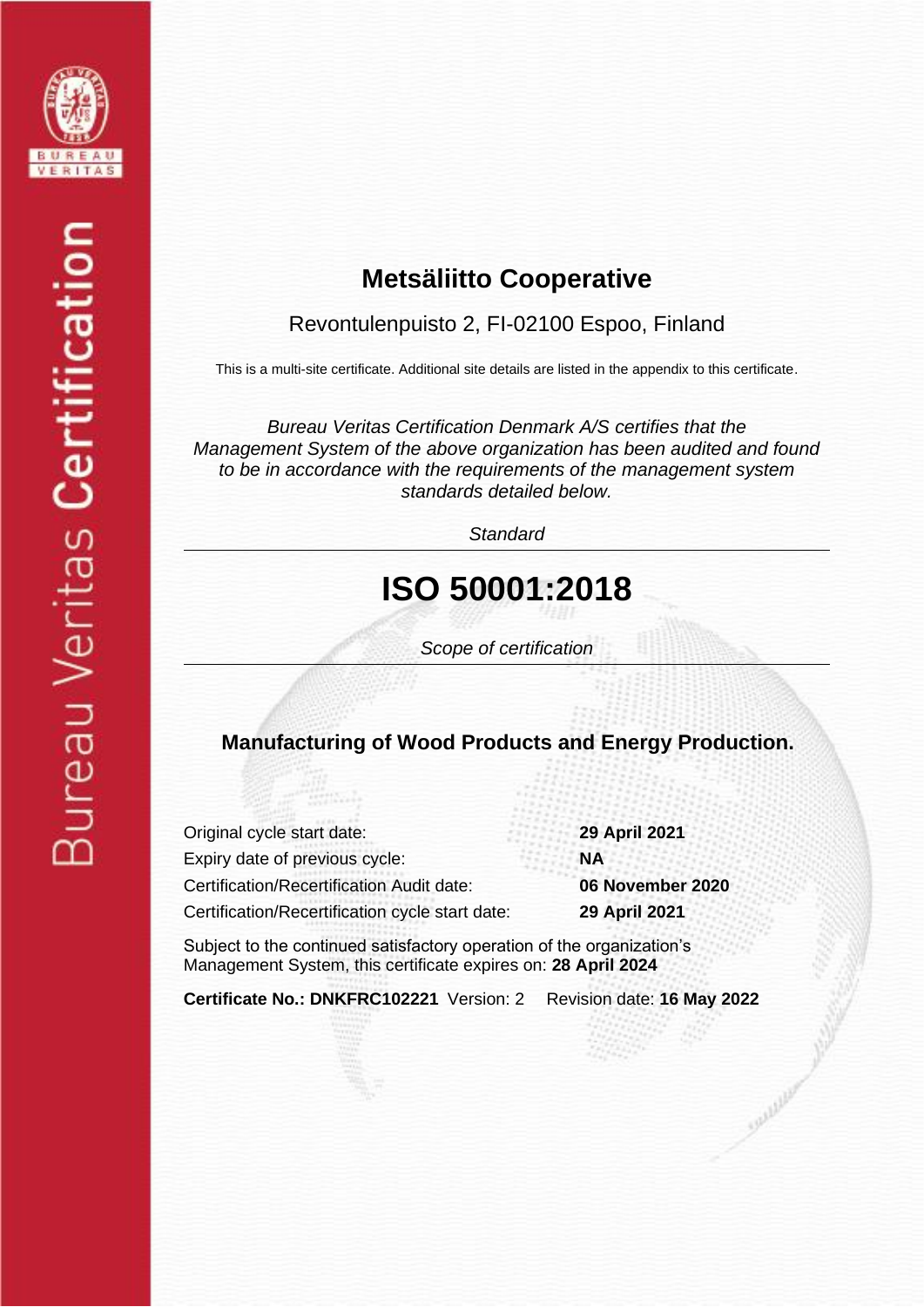Bureau Veritas Certification

# Metsäliitto Cooperative

Revontulenpuisto 2, FI-02100 Espoo, Finland

This is a multi-site certificate. Additional site details are listed in the appendix to this certificate.

*Bureau Veritas Certification Denmark A/S certifies that the Management System of the above organization has been audited and found to be in accordance with the requirements of the management system standards detailed below.*

*Standard*

## ISO 50001:2018

*Scope of certification*

**Manufacturing of Wood Products and Energy Production.**

| | |
|---|---|
| Original cycle start date: | **29 April 2021** |
| Expiry date of previous cycle: | **NA** |
| Certification/Recertification Audit date: | **06 November 2020** |
| Certification/Recertification cycle start date: | **29 April 2021** |

Subject to the continued satisfactory operation of the organization's Management System, this certificate expires on: **28 April 2024**

**Certificate No.: DNKFRC102221** Version: 2 Revision date: **16 May 2022**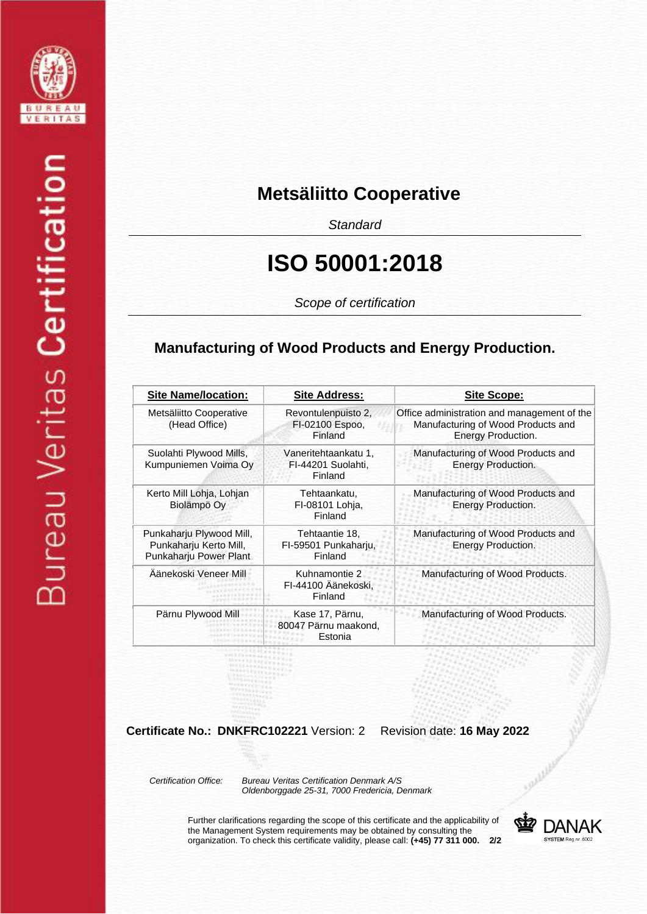Bureau Veritas Certification

# Metsäliitto Cooperative

*Standard*

# ISO 50001:2018

*Scope of certification*

## Manufacturing of Wood Products and Energy Production.

| Site Name/location: | Site Address: | Site Scope: |
|---|---|---|
| Metsäliitto Cooperative (Head Office) | Revontulenpuisto 2, FI-02100 Espoo, Finland | Office administration and management of the Manufacturing of Wood Products and Energy Production. |
| Suolahti Plywood Mills, Kumpuniemen Voima Oy | Vaneritehtaankatu 1, FI-44201 Suolahti, Finland | Manufacturing of Wood Products and Energy Production. |
| Kerto Mill Lohja, Lohjan Biolämpö Oy | Tehtaankatu, FI-08101 Lohja, Finland | Manufacturing of Wood Products and Energy Production. |
| Punkaharju Plywood Mill, Punkaharju Kerto Mill, Punkaharju Power Plant | Tehtaantie 18, FI-59501 Punkaharju, Finland | Manufacturing of Wood Products and Energy Production. |
| Äänekoski Veneer Mill | Kuhnamontie 2 FI-44100 Äänekoski, Finland | Manufacturing of Wood Products. |
| Pärnu Plywood Mill | Kase 17, Pärnu, 80047 Pärnu maakond, Estonia | Manufacturing of Wood Products. |

**Certificate No.: DNKFRC102221** Version: 2 Revision date: **16 May 2022**

*Certification Office:* *Bureau Veritas Certification Denmark A/S*
*Oldenborggade 25-31, 7000 Fredericia, Denmark*

Further clarifications regarding the scope of this certificate and the applicability of the Management System requirements may be obtained by consulting the organization. To check this certificate validity, please call: **(+45) 77 311 000.**

DANAK SYSTEM Reg.nr. 6002